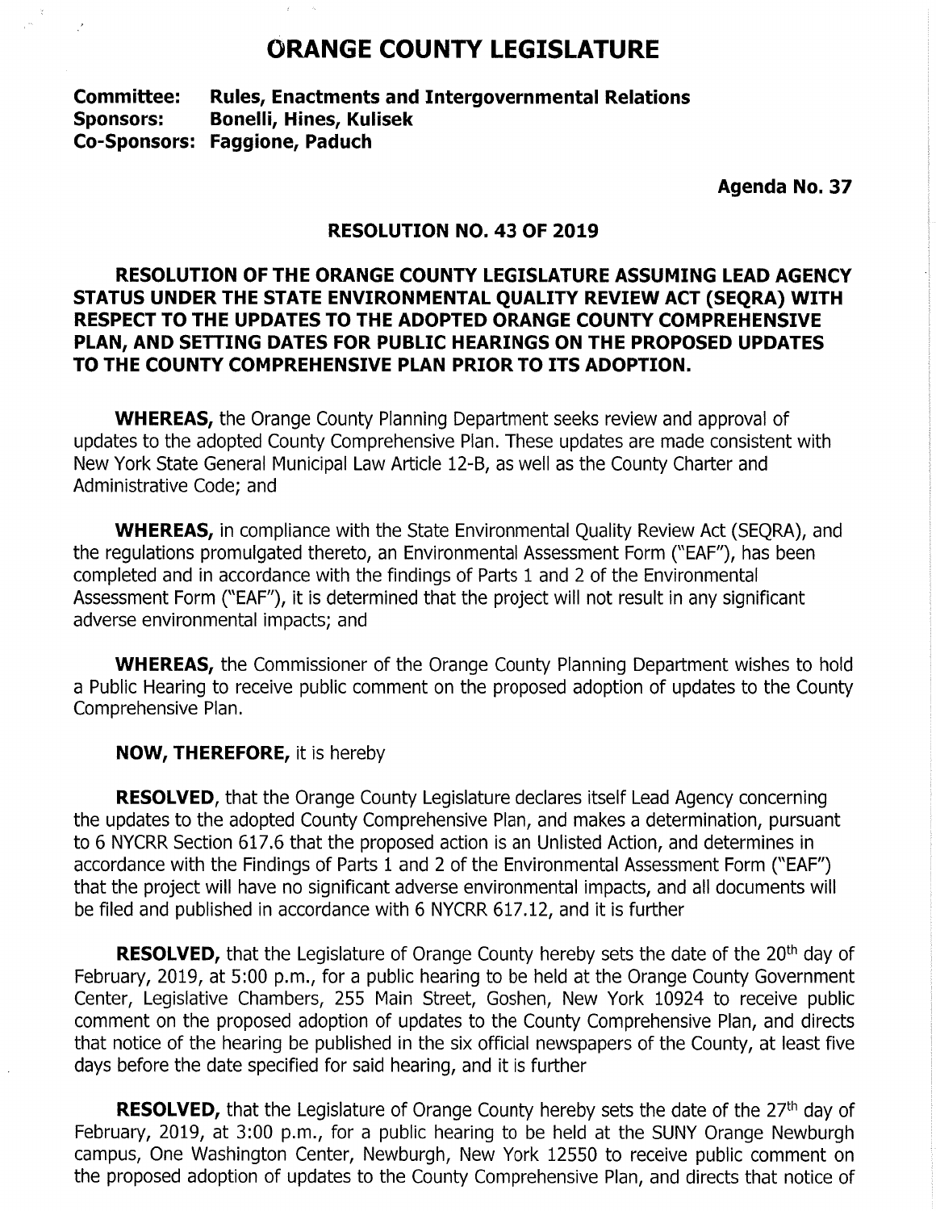# ORANGE COUNTY LEGISLATURE

**Committee: Rules, Enactments and Intergovernmental Relations**
**Sponsors: Bonelli, Hines, Kulisek**
**Co-Sponsors: Faggione, Paduch**

**Agenda No. 37**

## RESOLUTION NO. 43 OF 2019

### RESOLUTION OF THE ORANGE COUNTY LEGISLATURE ASSUMING LEAD AGENCY STATUS UNDER THE STATE ENVIRONMENTAL QUALITY REVIEW ACT (SEQRA) WITH RESPECT TO THE UPDATES TO THE ADOPTED ORANGE COUNTY COMPREHENSIVE PLAN, AND SETTING DATES FOR PUBLIC HEARINGS ON THE PROPOSED UPDATES TO THE COUNTY COMPREHENSIVE PLAN PRIOR TO ITS ADOPTION.

**WHEREAS,** the Orange County Planning Department seeks review and approval of updates to the adopted County Comprehensive Plan. These updates are made consistent with New York State General Municipal Law Article 12-B, as well as the County Charter and Administrative Code; and

**WHEREAS,** in compliance with the State Environmental Quality Review Act (SEQRA), and the regulations promulgated thereto, an Environmental Assessment Form ("EAF"), has been completed and in accordance with the findings of Parts 1 and 2 of the Environmental Assessment Form ("EAF"), it is determined that the project will not result in any significant adverse environmental impacts; and

**WHEREAS,** the Commissioner of the Orange County Planning Department wishes to hold a Public Hearing to receive public comment on the proposed adoption of updates to the County Comprehensive Plan.

**NOW, THEREFORE,** it is hereby

**RESOLVED**, that the Orange County Legislature declares itself Lead Agency concerning the updates to the adopted County Comprehensive Plan, and makes a determination, pursuant to 6 NYCRR Section 617.6 that the proposed action is an Unlisted Action, and determines in accordance with the Findings of Parts 1 and 2 of the Environmental Assessment Form ("EAF") that the project will have no significant adverse environmental impacts, and all documents will be filed and published in accordance with 6 NYCRR 617.12, and it is further

**RESOLVED,** that the Legislature of Orange County hereby sets the date of the 20th day of February, 2019, at 5:00 p.m., for a public hearing to be held at the Orange County Government Center, Legislative Chambers, 255 Main Street, Goshen, New York 10924 to receive public comment on the proposed adoption of updates to the County Comprehensive Plan, and directs that notice of the hearing be published in the six official newspapers of the County, at least five days before the date specified for said hearing, and it is further

**RESOLVED,** that the Legislature of Orange County hereby sets the date of the 27th day of February, 2019, at 3:00 p.m., for a public hearing to be held at the SUNY Orange Newburgh campus, One Washington Center, Newburgh, New York 12550 to receive public comment on the proposed adoption of updates to the County Comprehensive Plan, and directs that notice of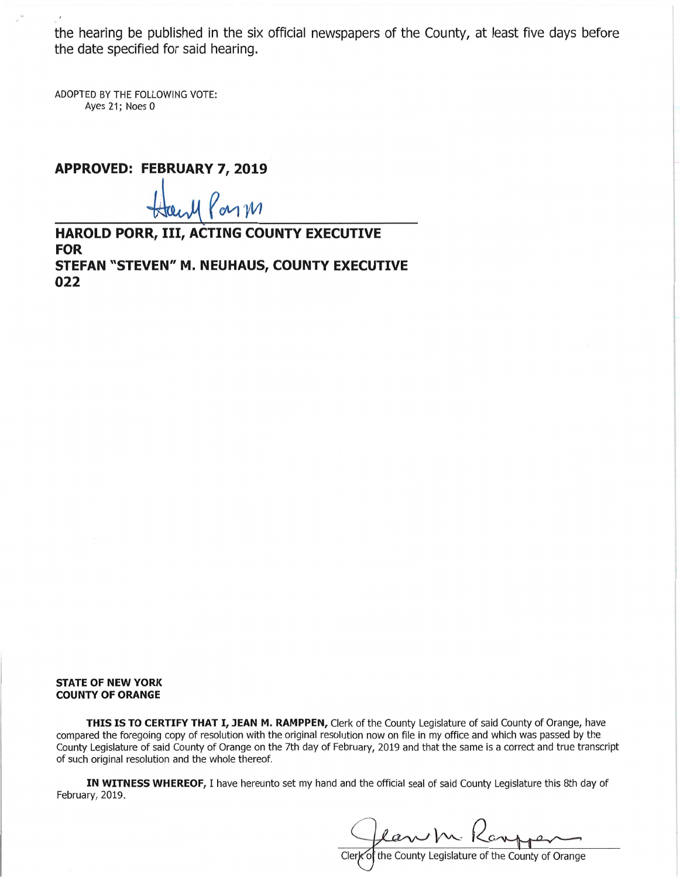the hearing be published in the six official newspapers of the County, at least five days before the date specified for said hearing.

ADOPTED BY THE FOLLOWING VOTE:
Ayes 21; Noes 0

**APPROVED: FEBRUARY 7, 2019**

**HAROLD PORR, III, ACTING COUNTY EXECUTIVE**
**FOR**
**STEFAN "STEVEN" M. NEUHAUS, COUNTY EXECUTIVE**
**022**

**STATE OF NEW YORK**
**COUNTY OF ORANGE**

**THIS IS TO CERTIFY THAT I, JEAN M. RAMPPEN,** Clerk of the County Legislature of said County of Orange, have compared the foregoing copy of resolution with the original resolution now on file in my office and which was passed by the County Legislature of said County of Orange on the 7th day of February, 2019 and that the same is a correct and true transcript of such original resolution and the whole thereof.

**IN WITNESS WHEREOF,** I have hereunto set my hand and the official seal of said County Legislature this 8th day of February, 2019.

Clerk of the County Legislature of the County of Orange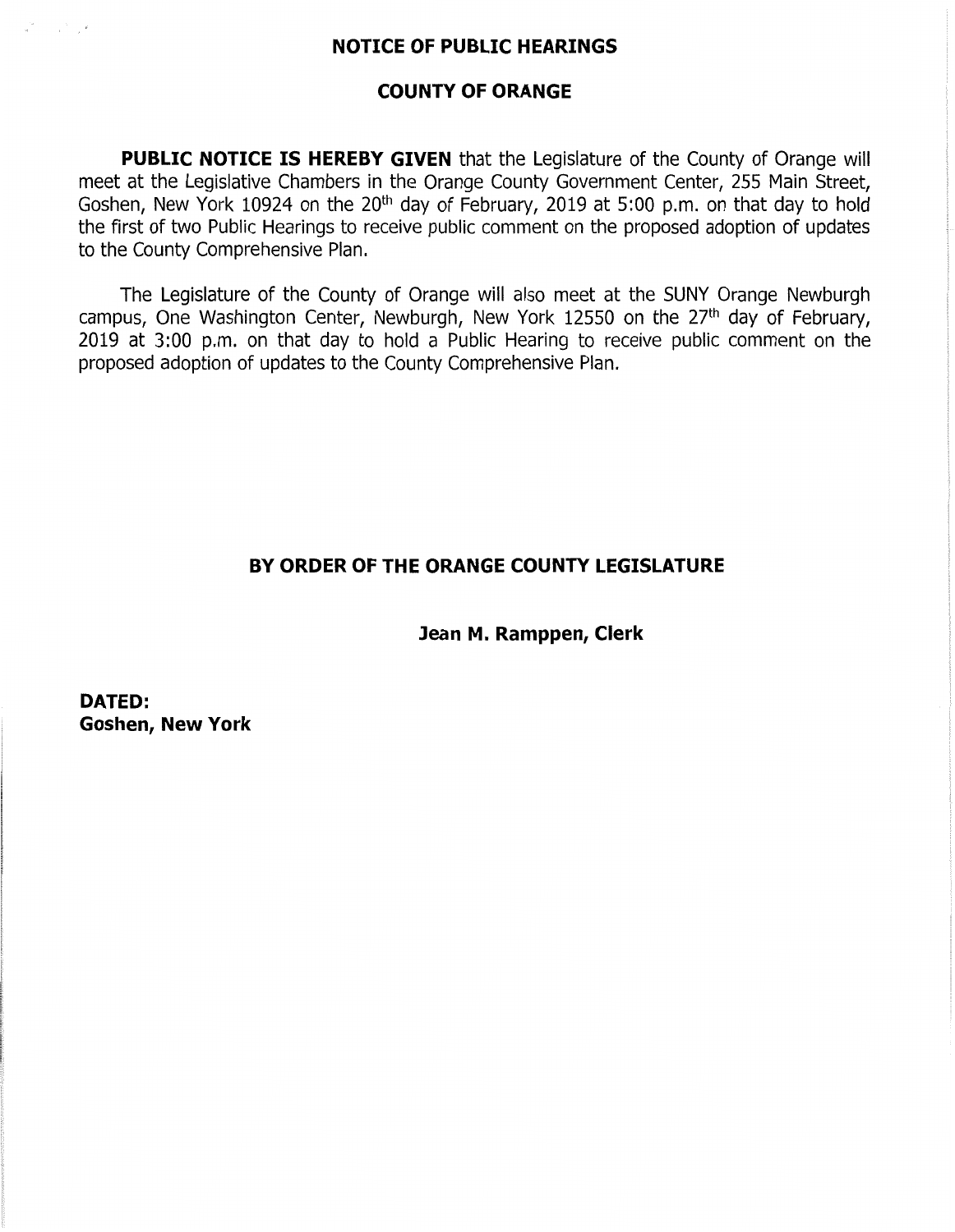# NOTICE OF PUBLIC HEARINGS

## COUNTY OF ORANGE

**PUBLIC NOTICE IS HEREBY GIVEN** that the Legislature of the County of Orange will meet at the Legislative Chambers in the Orange County Government Center, 255 Main Street, Goshen, New York 10924 on the 20th day of February, 2019 at 5:00 p.m. on that day to hold the first of two Public Hearings to receive public comment on the proposed adoption of updates to the County Comprehensive Plan.

The Legislature of the County of Orange will also meet at the SUNY Orange Newburgh campus, One Washington Center, Newburgh, New York 12550 on the 27th day of February, 2019 at 3:00 p.m. on that day to hold a Public Hearing to receive public comment on the proposed adoption of updates to the County Comprehensive Plan.

**BY ORDER OF THE ORANGE COUNTY LEGISLATURE**

**Jean M. Ramppen, Clerk**

**DATED:**
**Goshen, New York**